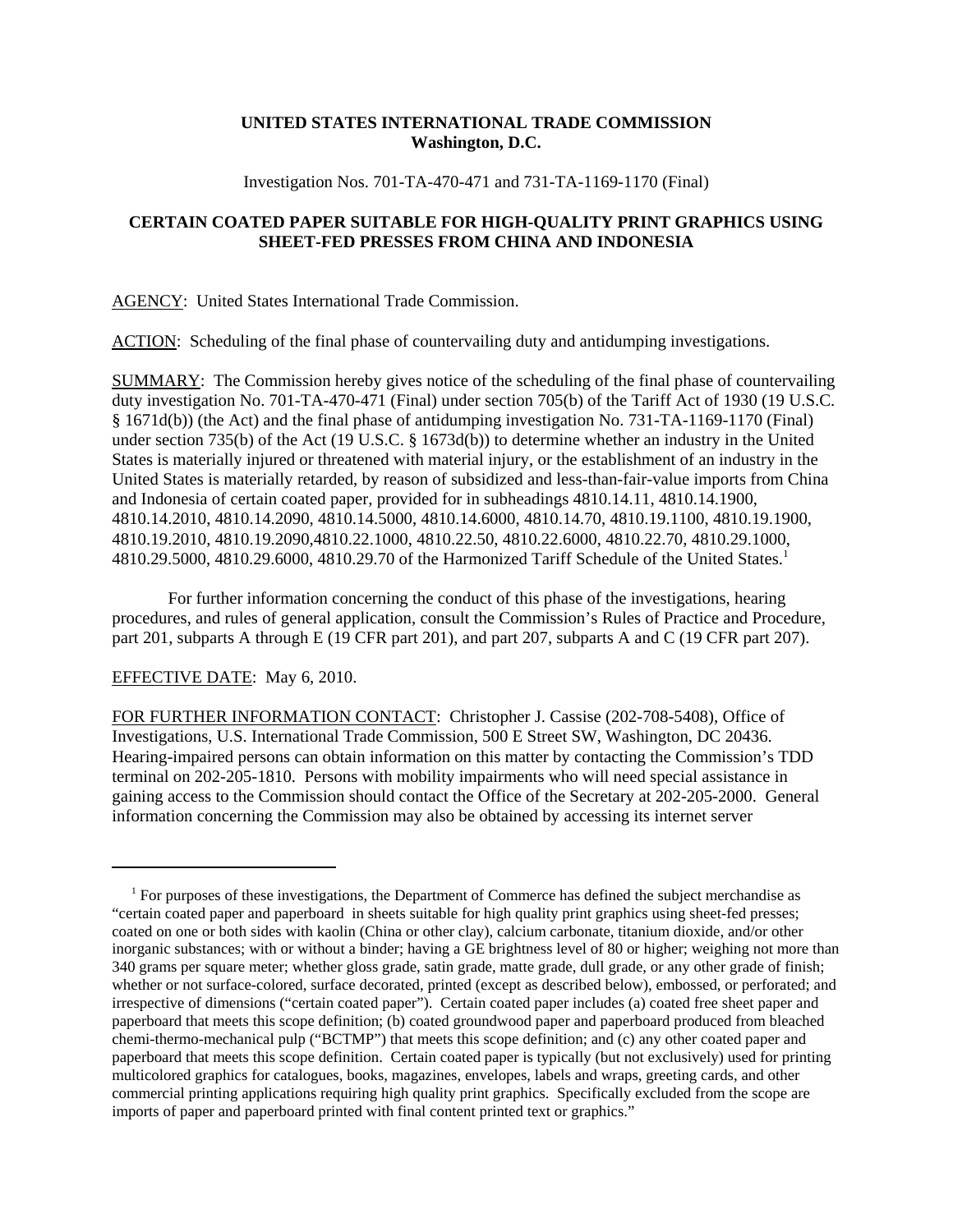**UNITED STATES INTERNATIONAL TRADE COMMISSION**
**Washington, D.C.**

Investigation Nos. 701-TA-470-471 and 731-TA-1169-1170 (Final)

**CERTAIN COATED PAPER SUITABLE FOR HIGH-QUALITY PRINT GRAPHICS USING SHEET-FED PRESSES FROM CHINA AND INDONESIA**

AGENCY: United States International Trade Commission.

ACTION: Scheduling of the final phase of countervailing duty and antidumping investigations.

SUMMARY: The Commission hereby gives notice of the scheduling of the final phase of countervailing duty investigation No. 701-TA-470-471 (Final) under section 705(b) of the Tariff Act of 1930 (19 U.S.C. § 1671d(b)) (the Act) and the final phase of antidumping investigation No. 731-TA-1169-1170 (Final) under section 735(b) of the Act (19 U.S.C. § 1673d(b)) to determine whether an industry in the United States is materially injured or threatened with material injury, or the establishment of an industry in the United States is materially retarded, by reason of subsidized and less-than-fair-value imports from China and Indonesia of certain coated paper, provided for in subheadings 4810.14.11, 4810.14.1900, 4810.14.2010, 4810.14.2090, 4810.14.5000, 4810.14.6000, 4810.14.70, 4810.19.1100, 4810.19.1900, 4810.19.2010, 4810.19.2090,4810.22.1000, 4810.22.50, 4810.22.6000, 4810.22.70, 4810.29.1000, 4810.29.5000, 4810.29.6000, 4810.29.70 of the Harmonized Tariff Schedule of the United States.[1]

For further information concerning the conduct of this phase of the investigations, hearing procedures, and rules of general application, consult the Commission's Rules of Practice and Procedure, part 201, subparts A through E (19 CFR part 201), and part 207, subparts A and C (19 CFR part 207).

EFFECTIVE DATE: May 6, 2010.

FOR FURTHER INFORMATION CONTACT: Christopher J. Cassise (202-708-5408), Office of Investigations, U.S. International Trade Commission, 500 E Street SW, Washington, DC 20436. Hearing-impaired persons can obtain information on this matter by contacting the Commission's TDD terminal on 202-205-1810. Persons with mobility impairments who will need special assistance in gaining access to the Commission should contact the Office of the Secretary at 202-205-2000. General information concerning the Commission may also be obtained by accessing its internet server

---

[1] For purposes of these investigations, the Department of Commerce has defined the subject merchandise as "certain coated paper and paperboard in sheets suitable for high quality print graphics using sheet-fed presses; coated on one or both sides with kaolin (China or other clay), calcium carbonate, titanium dioxide, and/or other inorganic substances; with or without a binder; having a GE brightness level of 80 or higher; weighing not more than 340 grams per square meter; whether gloss grade, satin grade, matte grade, dull grade, or any other grade of finish; whether or not surface-colored, surface decorated, printed (except as described below), embossed, or perforated; and irrespective of dimensions ("certain coated paper"). Certain coated paper includes (a) coated free sheet paper and paperboard that meets this scope definition; (b) coated groundwood paper and paperboard produced from bleached chemi-thermo-mechanical pulp ("BCTMP") that meets this scope definition; and (c) any other coated paper and paperboard that meets this scope definition. Certain coated paper is typically (but not exclusively) used for printing multicolored graphics for catalogues, books, magazines, envelopes, labels and wraps, greeting cards, and other commercial printing applications requiring high quality print graphics. Specifically excluded from the scope are imports of paper and paperboard printed with final content printed text or graphics."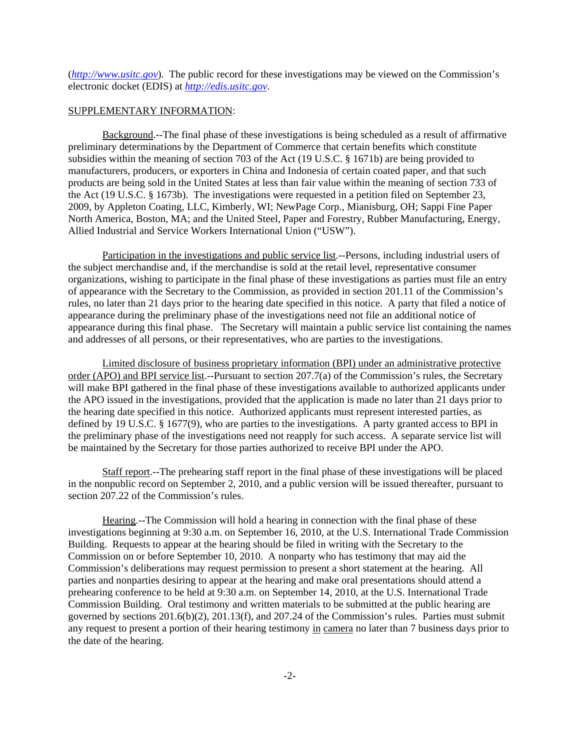(*http://www.usitc.gov*). The public record for these investigations may be viewed on the Commission's electronic docket (EDIS) at *http://edis.usitc.gov*.

SUPPLEMENTARY INFORMATION:

Background.--The final phase of these investigations is being scheduled as a result of affirmative preliminary determinations by the Department of Commerce that certain benefits which constitute subsidies within the meaning of section 703 of the Act (19 U.S.C. § 1671b) are being provided to manufacturers, producers, or exporters in China and Indonesia of certain coated paper, and that such products are being sold in the United States at less than fair value within the meaning of section 733 of the Act (19 U.S.C. § 1673b). The investigations were requested in a petition filed on September 23, 2009, by Appleton Coating, LLC, Kimberly, WI; NewPage Corp., Mianisburg, OH; Sappi Fine Paper North America, Boston, MA; and the United Steel, Paper and Forestry, Rubber Manufacturing, Energy, Allied Industrial and Service Workers International Union ("USW").

Participation in the investigations and public service list.--Persons, including industrial users of the subject merchandise and, if the merchandise is sold at the retail level, representative consumer organizations, wishing to participate in the final phase of these investigations as parties must file an entry of appearance with the Secretary to the Commission, as provided in section 201.11 of the Commission's rules, no later than 21 days prior to the hearing date specified in this notice. A party that filed a notice of appearance during the preliminary phase of the investigations need not file an additional notice of appearance during this final phase. The Secretary will maintain a public service list containing the names and addresses of all persons, or their representatives, who are parties to the investigations.

Limited disclosure of business proprietary information (BPI) under an administrative protective order (APO) and BPI service list.--Pursuant to section 207.7(a) of the Commission's rules, the Secretary will make BPI gathered in the final phase of these investigations available to authorized applicants under the APO issued in the investigations, provided that the application is made no later than 21 days prior to the hearing date specified in this notice. Authorized applicants must represent interested parties, as defined by 19 U.S.C. § 1677(9), who are parties to the investigations. A party granted access to BPI in the preliminary phase of the investigations need not reapply for such access. A separate service list will be maintained by the Secretary for those parties authorized to receive BPI under the APO.

Staff report.--The prehearing staff report in the final phase of these investigations will be placed in the nonpublic record on September 2, 2010, and a public version will be issued thereafter, pursuant to section 207.22 of the Commission's rules.

Hearing.--The Commission will hold a hearing in connection with the final phase of these investigations beginning at 9:30 a.m. on September 16, 2010, at the U.S. International Trade Commission Building. Requests to appear at the hearing should be filed in writing with the Secretary to the Commission on or before September 10, 2010. A nonparty who has testimony that may aid the Commission's deliberations may request permission to present a short statement at the hearing. All parties and nonparties desiring to appear at the hearing and make oral presentations should attend a prehearing conference to be held at 9:30 a.m. on September 14, 2010, at the U.S. International Trade Commission Building. Oral testimony and written materials to be submitted at the public hearing are governed by sections 201.6(b)(2), 201.13(f), and 207.24 of the Commission's rules. Parties must submit any request to present a portion of their hearing testimony in camera no later than 7 business days prior to the date of the hearing.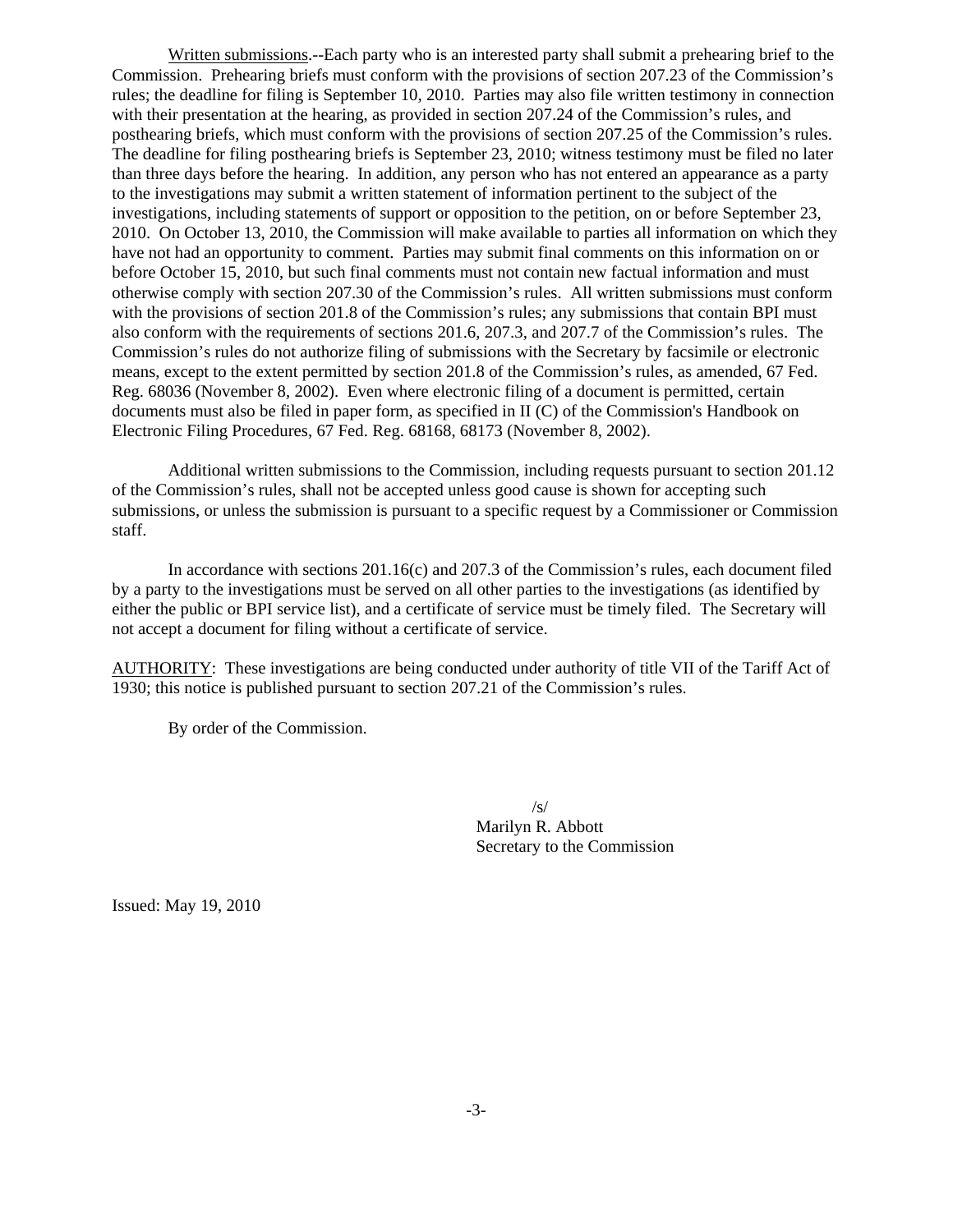Written submissions.--Each party who is an interested party shall submit a prehearing brief to the Commission. Prehearing briefs must conform with the provisions of section 207.23 of the Commission's rules; the deadline for filing is September 10, 2010. Parties may also file written testimony in connection with their presentation at the hearing, as provided in section 207.24 of the Commission's rules, and posthearing briefs, which must conform with the provisions of section 207.25 of the Commission's rules. The deadline for filing posthearing briefs is September 23, 2010; witness testimony must be filed no later than three days before the hearing. In addition, any person who has not entered an appearance as a party to the investigations may submit a written statement of information pertinent to the subject of the investigations, including statements of support or opposition to the petition, on or before September 23, 2010. On October 13, 2010, the Commission will make available to parties all information on which they have not had an opportunity to comment. Parties may submit final comments on this information on or before October 15, 2010, but such final comments must not contain new factual information and must otherwise comply with section 207.30 of the Commission's rules. All written submissions must conform with the provisions of section 201.8 of the Commission's rules; any submissions that contain BPI must also conform with the requirements of sections 201.6, 207.3, and 207.7 of the Commission's rules. The Commission's rules do not authorize filing of submissions with the Secretary by facsimile or electronic means, except to the extent permitted by section 201.8 of the Commission's rules, as amended, 67 Fed. Reg. 68036 (November 8, 2002). Even where electronic filing of a document is permitted, certain documents must also be filed in paper form, as specified in II (C) of the Commission's Handbook on Electronic Filing Procedures, 67 Fed. Reg. 68168, 68173 (November 8, 2002).

Additional written submissions to the Commission, including requests pursuant to section 201.12 of the Commission's rules, shall not be accepted unless good cause is shown for accepting such submissions, or unless the submission is pursuant to a specific request by a Commissioner or Commission staff.

In accordance with sections 201.16(c) and 207.3 of the Commission's rules, each document filed by a party to the investigations must be served on all other parties to the investigations (as identified by either the public or BPI service list), and a certificate of service must be timely filed. The Secretary will not accept a document for filing without a certificate of service.

AUTHORITY: These investigations are being conducted under authority of title VII of the Tariff Act of 1930; this notice is published pursuant to section 207.21 of the Commission's rules.

By order of the Commission.

/s/
Marilyn R. Abbott
Secretary to the Commission

Issued: May 19, 2010